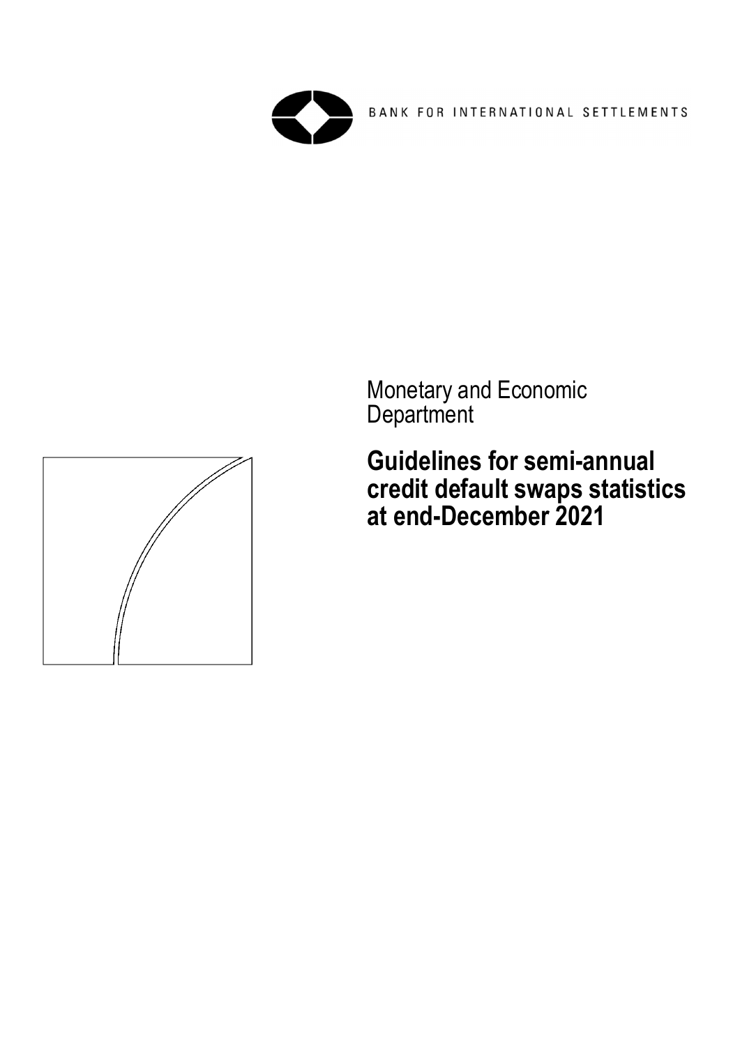BANK FOR INTERNATIONAL SETTLEMENTS

Monetary and Economic Department

# Guidelines for semi-annual credit default swaps statistics at end-December 2021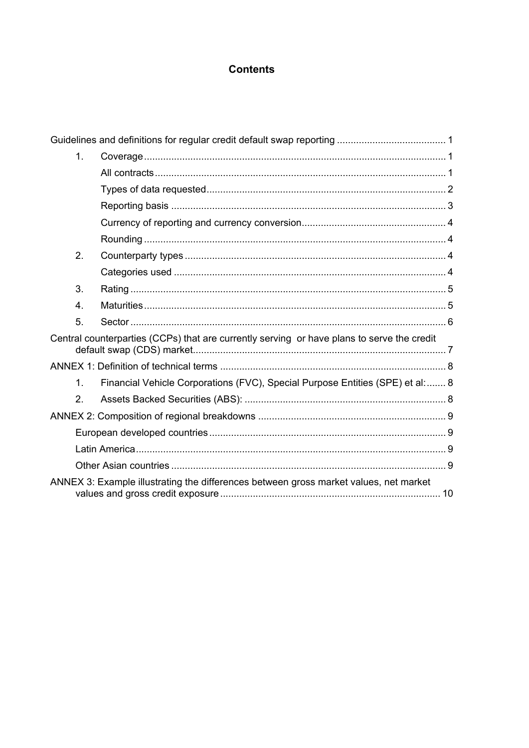# Contents

Guidelines and definitions for regular credit default swap reporting ........................................ 1

1. Coverage ........................................................................................................ 1
   - All contracts ................................................................................................ 1
   - Types of data requested ............................................................................. 2
   - Reporting basis ........................................................................................... 3
   - Currency of reporting and currency conversion ............................................ 4
   - Rounding ..................................................................................................... 4
2. Counterparty types ......................................................................................... 4
   - Categories used .......................................................................................... 4
3. Rating ............................................................................................................. 5
4. Maturities ........................................................................................................ 5
5. Sector ............................................................................................................. 6

Central counterparties (CCPs) that are currently serving or have plans to serve the credit default swap (CDS) market ........................................................................................ 7

ANNEX 1: Definition of technical terms .................................................................... 8

1. Financial Vehicle Corporations (FVC), Special Purpose Entities (SPE) et al: ....... 8
2. Assets Backed Securities (ABS): ....................................................................... 8

ANNEX 2: Composition of regional breakdowns ......................................................... 9

- European developed countries ........................................................................... 9
- Latin America ................................................................................................... 9
- Other Asian countries ........................................................................................ 9

ANNEX 3: Example illustrating the differences between gross market values, net market values and gross credit exposure ................................................................................ 10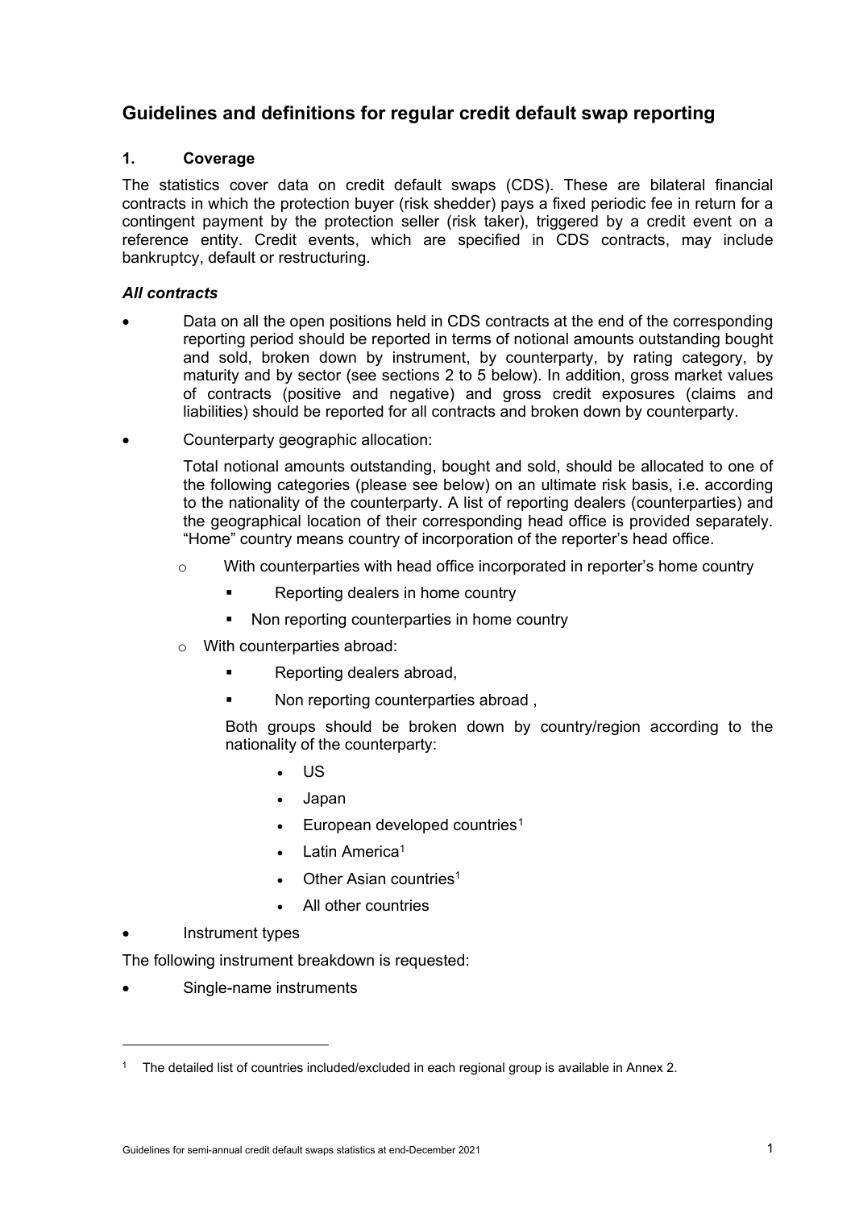## Guidelines and definitions for regular credit default swap reporting

### 1. Coverage

The statistics cover data on credit default swaps (CDS). These are bilateral financial contracts in which the protection buyer (risk shedder) pays a fixed periodic fee in return for a contingent payment by the protection seller (risk taker), triggered by a credit event on a reference entity. Credit events, which are specified in CDS contracts, may include bankruptcy, default or restructuring.

***All contracts***

- Data on all the open positions held in CDS contracts at the end of the corresponding reporting period should be reported in terms of notional amounts outstanding bought and sold, broken down by instrument, by counterparty, by rating category, by maturity and by sector (see sections 2 to 5 below). In addition, gross market values of contracts (positive and negative) and gross credit exposures (claims and liabilities) should be reported for all contracts and broken down by counterparty.
- Counterparty geographic allocation:

  Total notional amounts outstanding, bought and sold, should be allocated to one of the following categories (please see below) on an ultimate risk basis, i.e. according to the nationality of the counterparty. A list of reporting dealers (counterparties) and the geographical location of their corresponding head office is provided separately. "Home" country means country of incorporation of the reporter's head office.

  - With counterparties with head office incorporated in reporter's home country
    - Reporting dealers in home country
    - Non reporting counterparties in home country
  - With counterparties abroad:
    - Reporting dealers abroad,
    - Non reporting counterparties abroad ,

    Both groups should be broken down by country/region according to the nationality of the counterparty:

    - US
    - Japan
    - European developed countries[1]
    - Latin America[1]
    - Other Asian countries[1]
    - All other countries
- Instrument types

The following instrument breakdown is requested:

- Single-name instruments

[1] The detailed list of countries included/excluded in each regional group is available in Annex 2.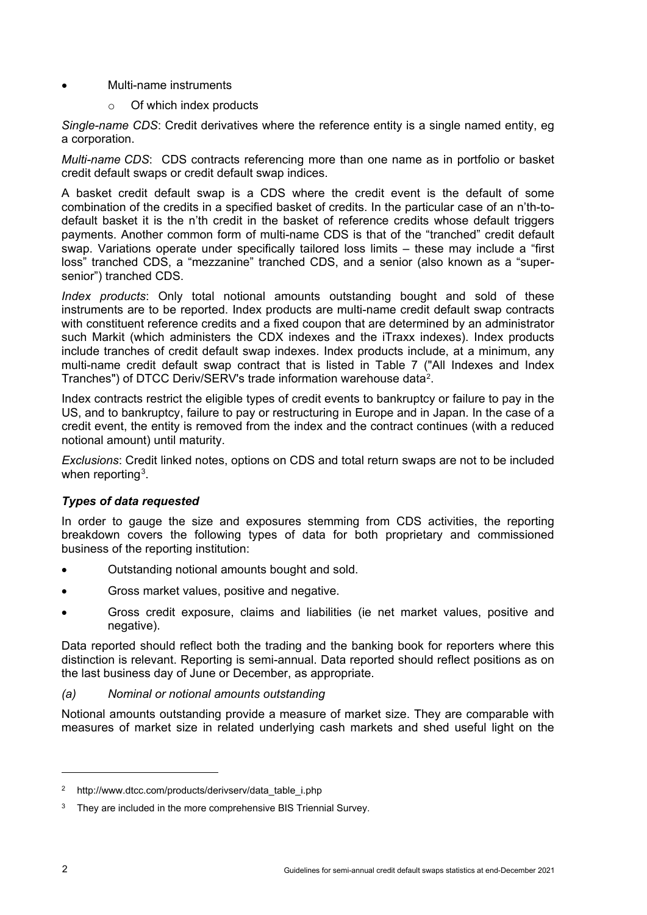- Multi-name instruments
  - Of which index products

*Single-name CDS*: Credit derivatives where the reference entity is a single named entity, eg a corporation.

*Multi-name CDS*: CDS contracts referencing more than one name as in portfolio or basket credit default swaps or credit default swap indices.

A basket credit default swap is a CDS where the credit event is the default of some combination of the credits in a specified basket of credits. In the particular case of an n'th-to-default basket it is the n'th credit in the basket of reference credits whose default triggers payments. Another common form of multi-name CDS is that of the "tranched" credit default swap. Variations operate under specifically tailored loss limits – these may include a "first loss" tranched CDS, a "mezzanine" tranched CDS, and a senior (also known as a "super-senior") tranched CDS.

*Index products*: Only total notional amounts outstanding bought and sold of these instruments are to be reported. Index products are multi-name credit default swap contracts with constituent reference credits and a fixed coupon that are determined by an administrator such Markit (which administers the CDX indexes and the iTraxx indexes). Index products include tranches of credit default swap indexes. Index products include, at a minimum, any multi-name credit default swap contract that is listed in Table 7 ("All Indexes and Index Tranches") of DTCC Deriv/SERV's trade information warehouse data[2].

Index contracts restrict the eligible types of credit events to bankruptcy or failure to pay in the US, and to bankruptcy, failure to pay or restructuring in Europe and in Japan. In the case of a credit event, the entity is removed from the index and the contract continues (with a reduced notional amount) until maturity.

*Exclusions*: Credit linked notes, options on CDS and total return swaps are not to be included when reporting[3].

### *Types of data requested*

In order to gauge the size and exposures stemming from CDS activities, the reporting breakdown covers the following types of data for both proprietary and commissioned business of the reporting institution:

- Outstanding notional amounts bought and sold.
- Gross market values, positive and negative.
- Gross credit exposure, claims and liabilities (ie net market values, positive and negative).

Data reported should reflect both the trading and the banking book for reporters where this distinction is relevant. Reporting is semi-annual. Data reported should reflect positions as on the last business day of June or December, as appropriate.

*(a) Nominal or notional amounts outstanding*

Notional amounts outstanding provide a measure of market size. They are comparable with measures of market size in related underlying cash markets and shed useful light on the

---

[2] http://www.dtcc.com/products/derivserv/data_table_i.php

[3] They are included in the more comprehensive BIS Triennial Survey.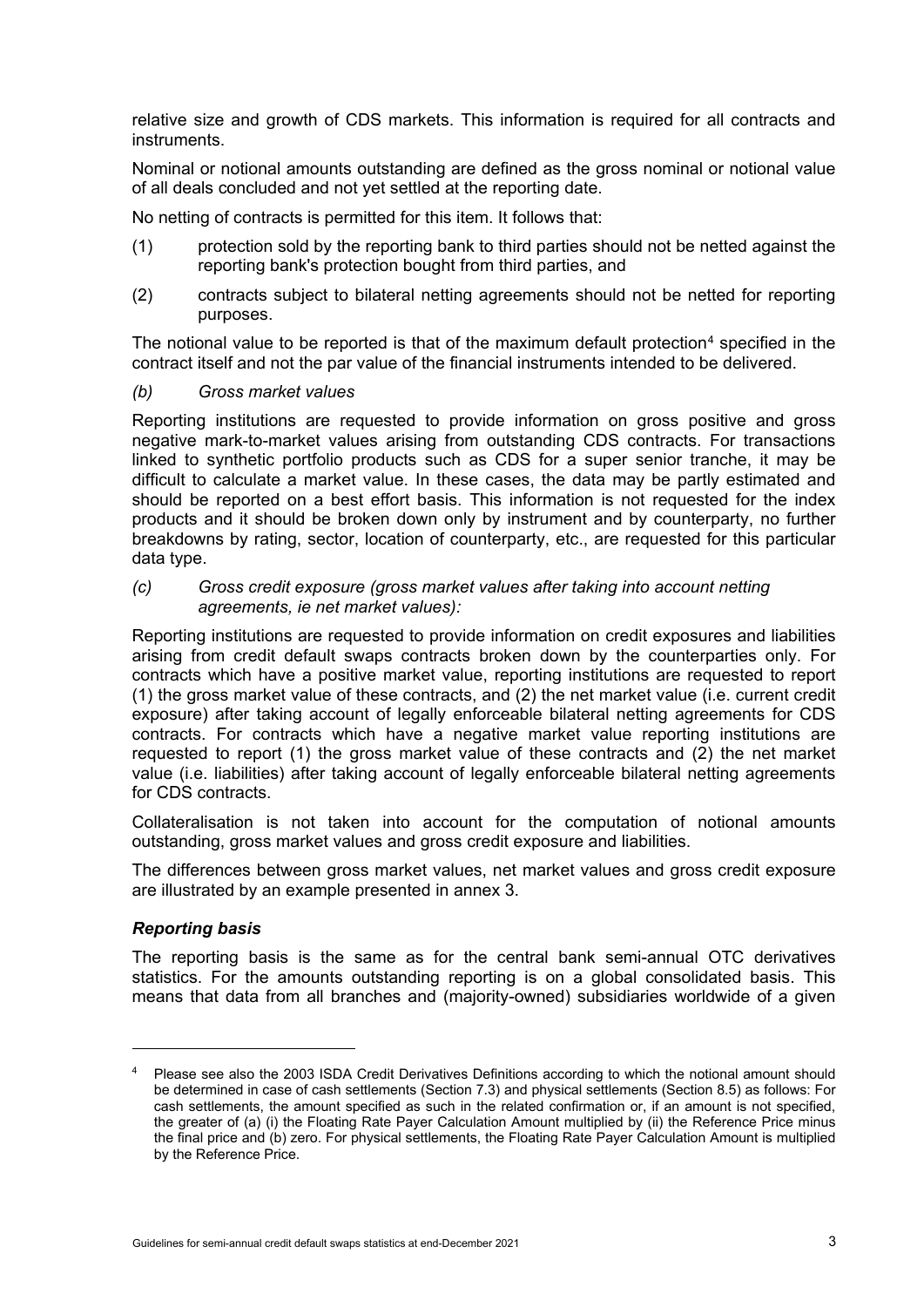relative size and growth of CDS markets. This information is required for all contracts and instruments.

Nominal or notional amounts outstanding are defined as the gross nominal or notional value of all deals concluded and not yet settled at the reporting date.

No netting of contracts is permitted for this item. It follows that:

(1) protection sold by the reporting bank to third parties should not be netted against the reporting bank's protection bought from third parties, and

(2) contracts subject to bilateral netting agreements should not be netted for reporting purposes.

The notional value to be reported is that of the maximum default protection[4] specified in the contract itself and not the par value of the financial instruments intended to be delivered.

*(b) Gross market values*

Reporting institutions are requested to provide information on gross positive and gross negative mark-to-market values arising from outstanding CDS contracts. For transactions linked to synthetic portfolio products such as CDS for a super senior tranche, it may be difficult to calculate a market value. In these cases, the data may be partly estimated and should be reported on a best effort basis. This information is not requested for the index products and it should be broken down only by instrument and by counterparty, no further breakdowns by rating, sector, location of counterparty, etc., are requested for this particular data type.

*(c) Gross credit exposure (gross market values after taking into account netting agreements, ie net market values):*

Reporting institutions are requested to provide information on credit exposures and liabilities arising from credit default swaps contracts broken down by the counterparties only. For contracts which have a positive market value, reporting institutions are requested to report (1) the gross market value of these contracts, and (2) the net market value (i.e. current credit exposure) after taking account of legally enforceable bilateral netting agreements for CDS contracts. For contracts which have a negative market value reporting institutions are requested to report (1) the gross market value of these contracts and (2) the net market value (i.e. liabilities) after taking account of legally enforceable bilateral netting agreements for CDS contracts.

Collateralisation is not taken into account for the computation of notional amounts outstanding, gross market values and gross credit exposure and liabilities.

The differences between gross market values, net market values and gross credit exposure are illustrated by an example presented in annex 3.

### *Reporting basis*

The reporting basis is the same as for the central bank semi-annual OTC derivatives statistics. For the amounts outstanding reporting is on a global consolidated basis. This means that data from all branches and (majority-owned) subsidiaries worldwide of a given

---

[4] Please see also the 2003 ISDA Credit Derivatives Definitions according to which the notional amount should be determined in case of cash settlements (Section 7.3) and physical settlements (Section 8.5) as follows: For cash settlements, the amount specified as such in the related confirmation or, if an amount is not specified, the greater of (a) (i) the Floating Rate Payer Calculation Amount multiplied by (ii) the Reference Price minus the final price and (b) zero. For physical settlements, the Floating Rate Payer Calculation Amount is multiplied by the Reference Price.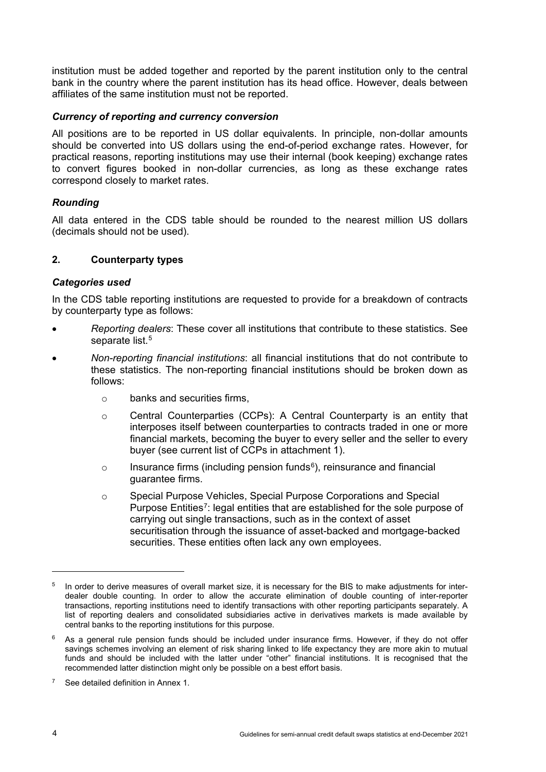institution must be added together and reported by the parent institution only to the central bank in the country where the parent institution has its head office. However, deals between affiliates of the same institution must not be reported.

### *Currency of reporting and currency conversion*

All positions are to be reported in US dollar equivalents. In principle, non-dollar amounts should be converted into US dollars using the end-of-period exchange rates. However, for practical reasons, reporting institutions may use their internal (book keeping) exchange rates to convert figures booked in non-dollar currencies, as long as these exchange rates correspond closely to market rates.

### *Rounding*

All data entered in the CDS table should be rounded to the nearest million US dollars (decimals should not be used).

## 2. Counterparty types

### *Categories used*

In the CDS table reporting institutions are requested to provide for a breakdown of contracts by counterparty type as follows:

- *Reporting dealers*: These cover all institutions that contribute to these statistics. See separate list.[5]
- *Non-reporting financial institutions*: all financial institutions that do not contribute to these statistics. The non-reporting financial institutions should be broken down as follows:
  - banks and securities firms,
  - Central Counterparties (CCPs): A Central Counterparty is an entity that interposes itself between counterparties to contracts traded in one or more financial markets, becoming the buyer to every seller and the seller to every buyer (see current list of CCPs in attachment 1).
  - Insurance firms (including pension funds[6]), reinsurance and financial guarantee firms.
  - Special Purpose Vehicles, Special Purpose Corporations and Special Purpose Entities[7]: legal entities that are established for the sole purpose of carrying out single transactions, such as in the context of asset securitisation through the issuance of asset-backed and mortgage-backed securities. These entities often lack any own employees.

---

[5] In order to derive measures of overall market size, it is necessary for the BIS to make adjustments for inter-dealer double counting. In order to allow the accurate elimination of double counting of inter-reporter transactions, reporting institutions need to identify transactions with other reporting participants separately. A list of reporting dealers and consolidated subsidiaries active in derivatives markets is made available by central banks to the reporting institutions for this purpose.

[6] As a general rule pension funds should be included under insurance firms. However, if they do not offer savings schemes involving an element of risk sharing linked to life expectancy they are more akin to mutual funds and should be included with the latter under "other" financial institutions. It is recognised that the recommended latter distinction might only be possible on a best effort basis.

[7] See detailed definition in Annex 1.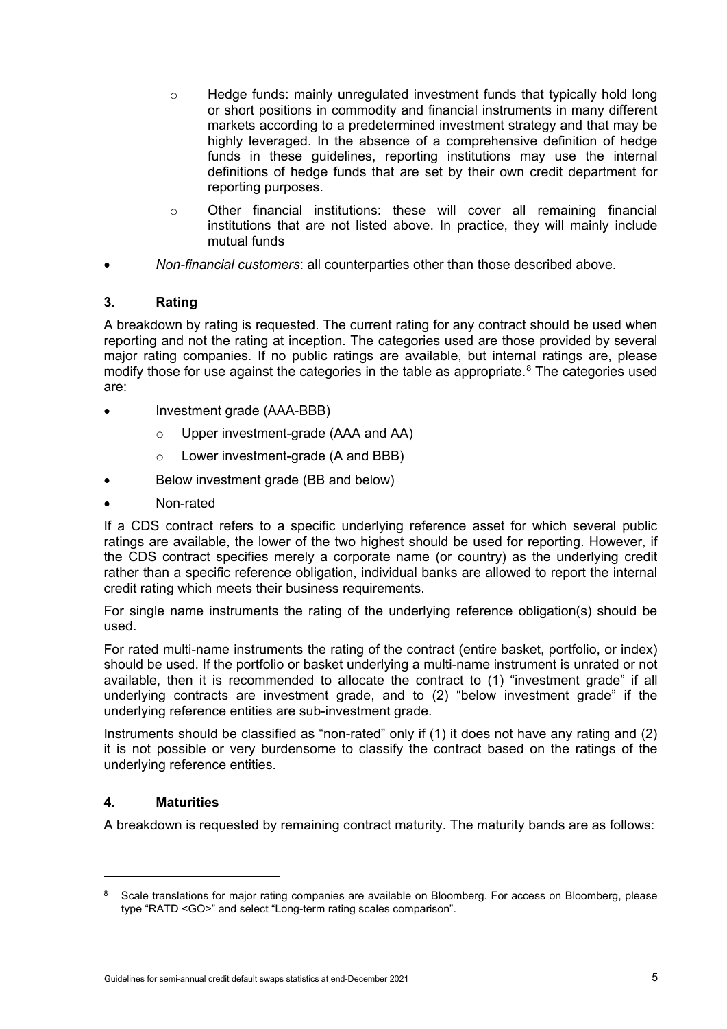- Hedge funds: mainly unregulated investment funds that typically hold long or short positions in commodity and financial instruments in many different markets according to a predetermined investment strategy and that may be highly leveraged. In the absence of a comprehensive definition of hedge funds in these guidelines, reporting institutions may use the internal definitions of hedge funds that are set by their own credit department for reporting purposes.
  - Other financial institutions: these will cover all remaining financial institutions that are not listed above. In practice, they will mainly include mutual funds

- *Non-financial customers*: all counterparties other than those described above.

### 3. Rating

A breakdown by rating is requested. The current rating for any contract should be used when reporting and not the rating at inception. The categories used are those provided by several major rating companies. If no public ratings are available, but internal ratings are, please modify those for use against the categories in the table as appropriate.[8] The categories used are:

- Investment grade (AAA-BBB)
  - Upper investment-grade (AAA and AA)
  - Lower investment-grade (A and BBB)
- Below investment grade (BB and below)
- Non-rated

If a CDS contract refers to a specific underlying reference asset for which several public ratings are available, the lower of the two highest should be used for reporting. However, if the CDS contract specifies merely a corporate name (or country) as the underlying credit rather than a specific reference obligation, individual banks are allowed to report the internal credit rating which meets their business requirements.

For single name instruments the rating of the underlying reference obligation(s) should be used.

For rated multi-name instruments the rating of the contract (entire basket, portfolio, or index) should be used. If the portfolio or basket underlying a multi-name instrument is unrated or not available, then it is recommended to allocate the contract to (1) "investment grade" if all underlying contracts are investment grade, and to (2) "below investment grade" if the underlying reference entities are sub-investment grade.

Instruments should be classified as "non-rated" only if (1) it does not have any rating and (2) it is not possible or very burdensome to classify the contract based on the ratings of the underlying reference entities.

### 4. Maturities

A breakdown is requested by remaining contract maturity. The maturity bands are as follows:

---

[8] Scale translations for major rating companies are available on Bloomberg. For access on Bloomberg, please type "RATD <GO>" and select "Long-term rating scales comparison".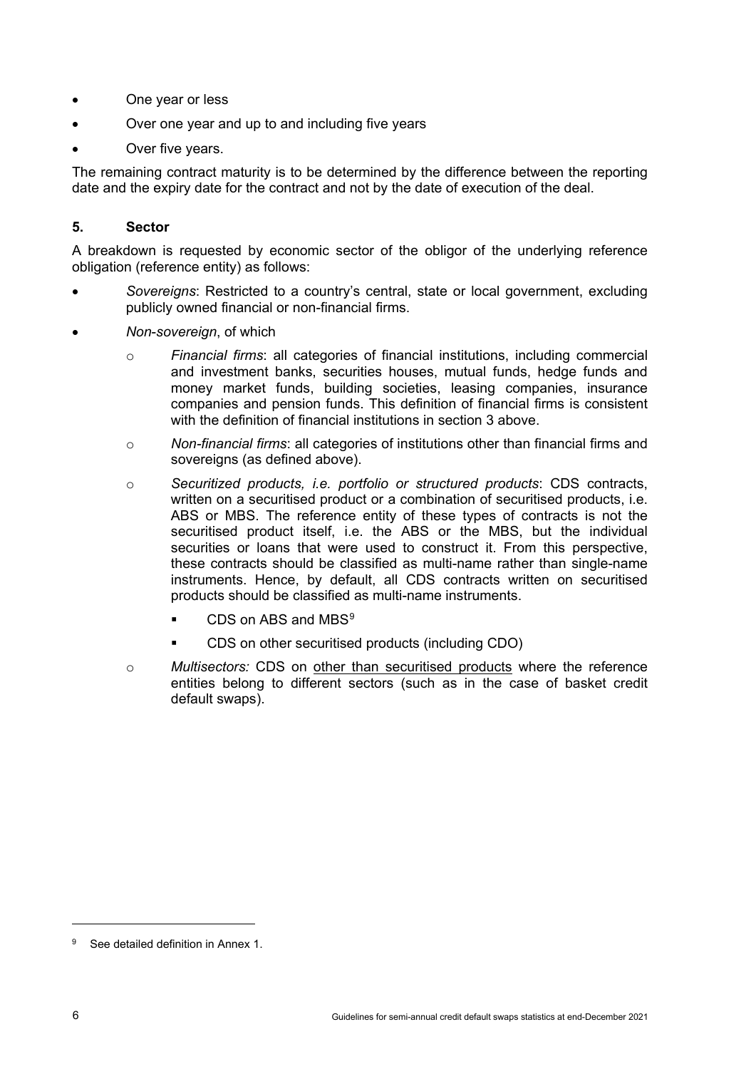- One year or less
- Over one year and up to and including five years
- Over five years.

The remaining contract maturity is to be determined by the difference between the reporting date and the expiry date for the contract and not by the date of execution of the deal.

### 5. Sector

A breakdown is requested by economic sector of the obligor of the underlying reference obligation (reference entity) as follows:

- *Sovereigns*: Restricted to a country's central, state or local government, excluding publicly owned financial or non-financial firms.
- *Non-sovereign*, of which
  - *Financial firms*: all categories of financial institutions, including commercial and investment banks, securities houses, mutual funds, hedge funds and money market funds, building societies, leasing companies, insurance companies and pension funds. This definition of financial firms is consistent with the definition of financial institutions in section 3 above.
  - *Non-financial firms*: all categories of institutions other than financial firms and sovereigns (as defined above).
  - *Securitized products, i.e. portfolio or structured products*: CDS contracts, written on a securitised product or a combination of securitised products, i.e. ABS or MBS. The reference entity of these types of contracts is not the securitised product itself, i.e. the ABS or the MBS, but the individual securities or loans that were used to construct it. From this perspective, these contracts should be classified as multi-name rather than single-name instruments. Hence, by default, all CDS contracts written on securitised products should be classified as multi-name instruments.
    - CDS on ABS and MBS[9]
    - CDS on other securitised products (including CDO)
  - *Multisectors:* CDS on <u>other than securitised products</u> where the reference entities belong to different sectors (such as in the case of basket credit default swaps).

---

[9] See detailed definition in Annex 1.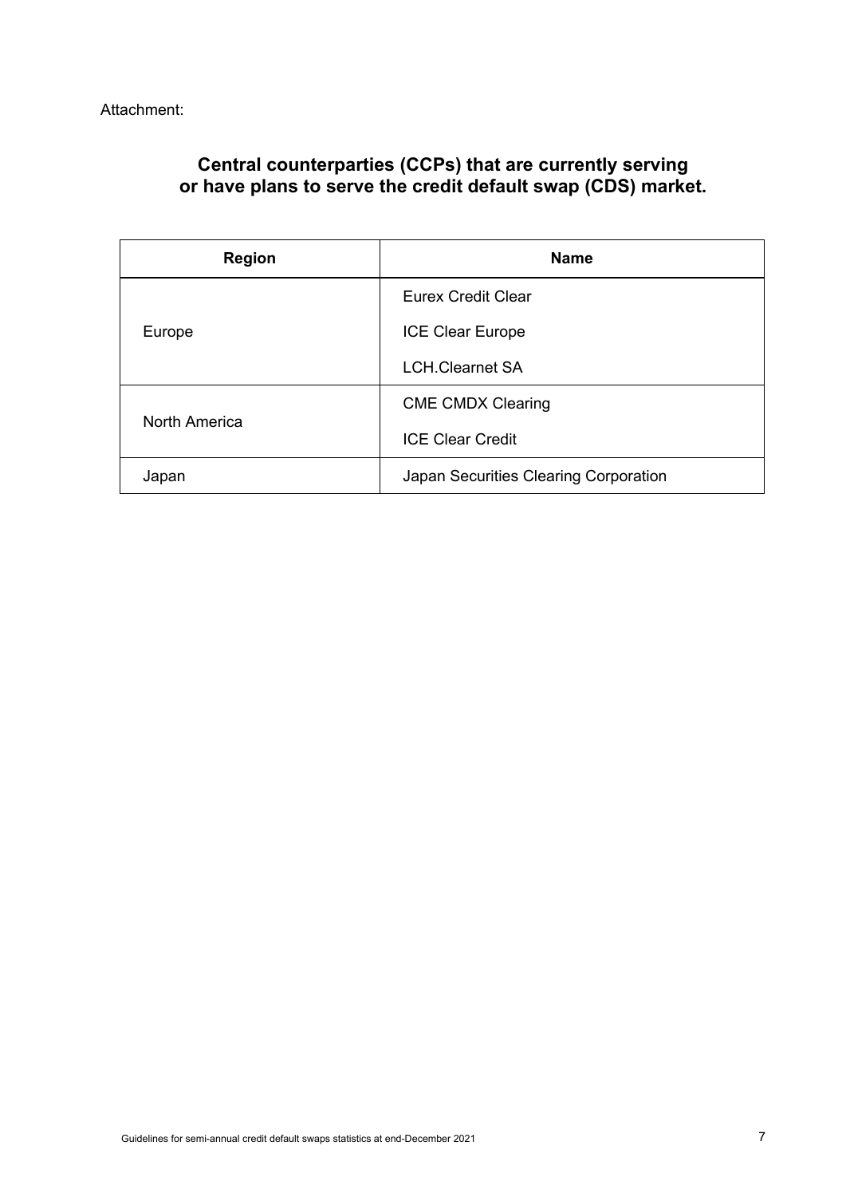Attachment:

## Central counterparties (CCPs) that are currently serving or have plans to serve the credit default swap (CDS) market.

| Region | Name |
| --- | --- |
| Europe | Eurex Credit Clear |
| | ICE Clear Europe |
| | LCH.Clearnet SA |
| North America | CME CMDX Clearing |
| | ICE Clear Credit |
| Japan | Japan Securities Clearing Corporation |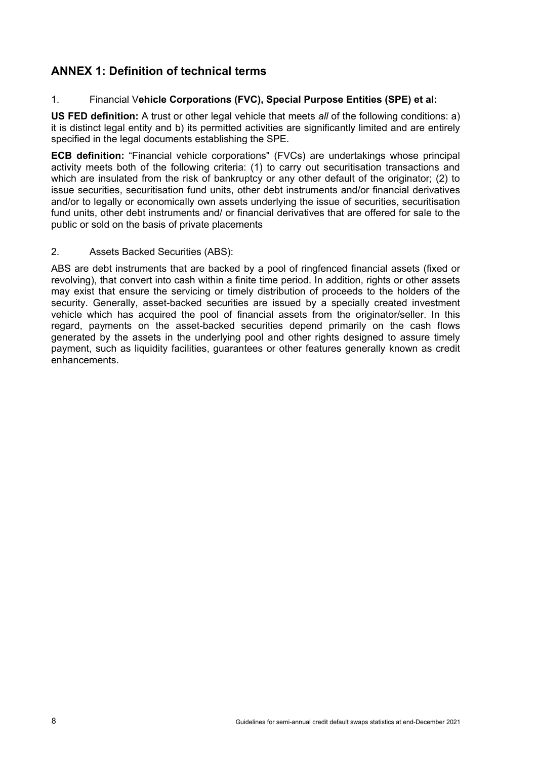## ANNEX 1: Definition of technical terms

1. Financial V**ehicle Corporations (FVC), Special Purpose Entities (SPE) et al:**

**US FED definition:** A trust or other legal vehicle that meets *all* of the following conditions: a) it is distinct legal entity and b) its permitted activities are significantly limited and are entirely specified in the legal documents establishing the SPE.

**ECB definition:** "Financial vehicle corporations" (FVCs) are undertakings whose principal activity meets both of the following criteria: (1) to carry out securitisation transactions and which are insulated from the risk of bankruptcy or any other default of the originator; (2) to issue securities, securitisation fund units, other debt instruments and/or financial derivatives and/or to legally or economically own assets underlying the issue of securities, securitisation fund units, other debt instruments and/ or financial derivatives that are offered for sale to the public or sold on the basis of private placements

2. Assets Backed Securities (ABS):

ABS are debt instruments that are backed by a pool of ringfenced financial assets (fixed or revolving), that convert into cash within a finite time period. In addition, rights or other assets may exist that ensure the servicing or timely distribution of proceeds to the holders of the security. Generally, asset-backed securities are issued by a specially created investment vehicle which has acquired the pool of financial assets from the originator/seller. In this regard, payments on the asset-backed securities depend primarily on the cash flows generated by the assets in the underlying pool and other rights designed to assure timely payment, such as liquidity facilities, guarantees or other features generally known as credit enhancements.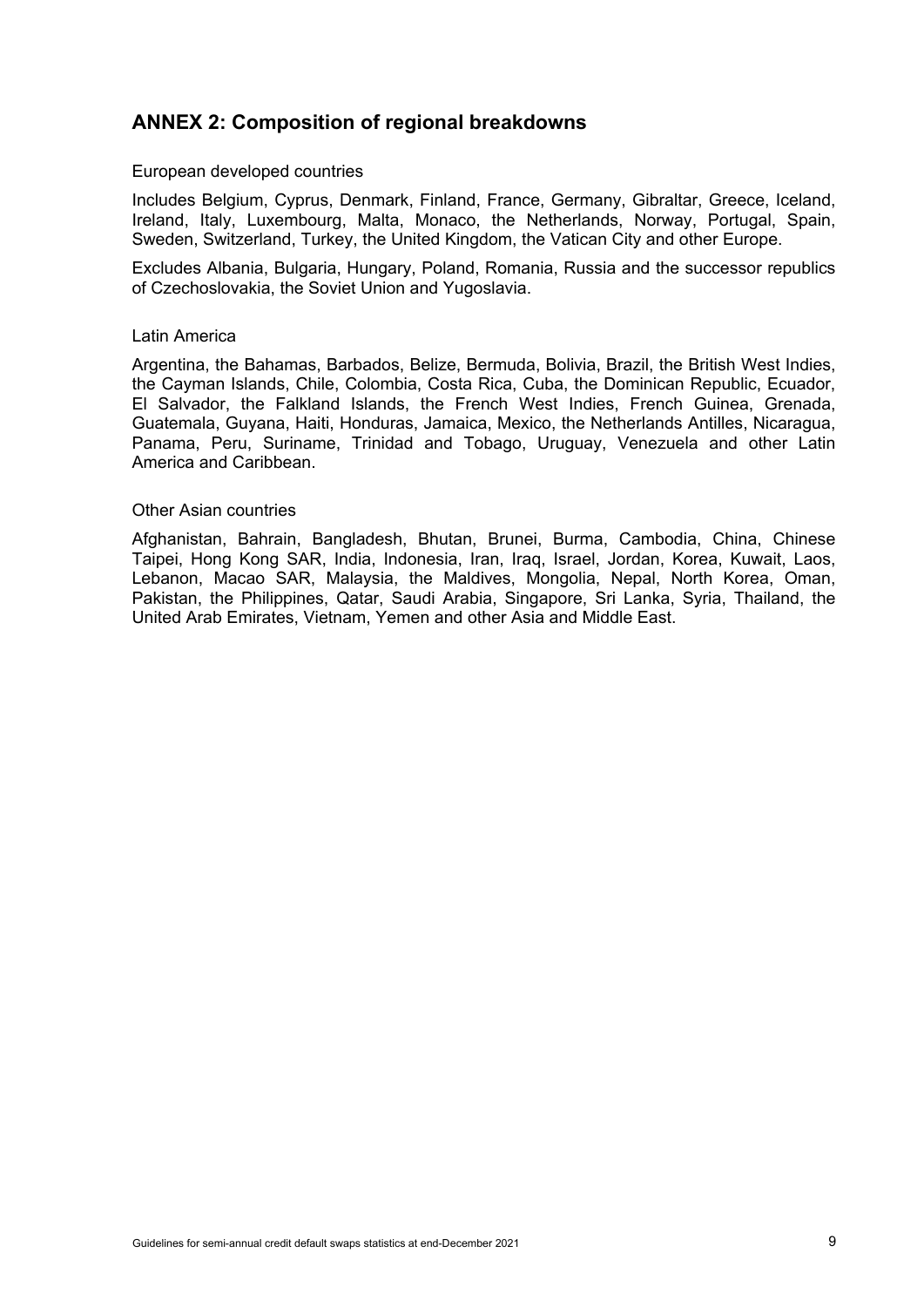## ANNEX 2: Composition of regional breakdowns

European developed countries

Includes Belgium, Cyprus, Denmark, Finland, France, Germany, Gibraltar, Greece, Iceland, Ireland, Italy, Luxembourg, Malta, Monaco, the Netherlands, Norway, Portugal, Spain, Sweden, Switzerland, Turkey, the United Kingdom, the Vatican City and other Europe.

Excludes Albania, Bulgaria, Hungary, Poland, Romania, Russia and the successor republics of Czechoslovakia, the Soviet Union and Yugoslavia.

Latin America

Argentina, the Bahamas, Barbados, Belize, Bermuda, Bolivia, Brazil, the British West Indies, the Cayman Islands, Chile, Colombia, Costa Rica, Cuba, the Dominican Republic, Ecuador, El Salvador, the Falkland Islands, the French West Indies, French Guinea, Grenada, Guatemala, Guyana, Haiti, Honduras, Jamaica, Mexico, the Netherlands Antilles, Nicaragua, Panama, Peru, Suriname, Trinidad and Tobago, Uruguay, Venezuela and other Latin America and Caribbean.

Other Asian countries

Afghanistan, Bahrain, Bangladesh, Bhutan, Brunei, Burma, Cambodia, China, Chinese Taipei, Hong Kong SAR, India, Indonesia, Iran, Iraq, Israel, Jordan, Korea, Kuwait, Laos, Lebanon, Macao SAR, Malaysia, the Maldives, Mongolia, Nepal, North Korea, Oman, Pakistan, the Philippines, Qatar, Saudi Arabia, Singapore, Sri Lanka, Syria, Thailand, the United Arab Emirates, Vietnam, Yemen and other Asia and Middle East.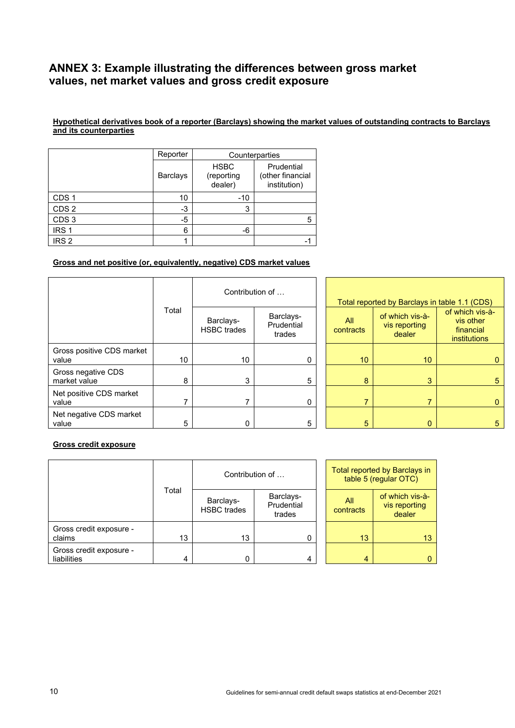## ANNEX 3: Example illustrating the differences between gross market values, net market values and gross credit exposure

**Hypothetical derivatives book of a reporter (Barclays) showing the market values of outstanding contracts to Barclays and its counterparties**

| | Reporter | Counterparties | |
|---|---|---|---|
| | Barclays | HSBC (reporting dealer) | Prudential (other financial institution) |
| CDS 1 | 10 | -10 | |
| CDS 2 | -3 | 3 | |
| CDS 3 | -5 | | 5 |
| IRS 1 | 6 | -6 | |
| IRS 2 | 1 | | -1 |

**Gross and net positive (or, equivalently, negative) CDS market values**

| | Total | Contribution of … | | Total reported by Barclays in table 1.1 (CDS) | | |
|---|---|---|---|---|---|---|
| | | Barclays-HSBC trades | Barclays-Prudential trades | All contracts | of which vis-à-vis reporting dealer | of which vis-à-vis other financial institutions |
| Gross positive CDS market value | 10 | 10 | 0 | 10 | 10 | 0 |
| Gross negative CDS market value | 8 | 3 | 5 | 8 | 3 | 5 |
| Net positive CDS market value | 7 | 7 | 0 | 7 | 7 | 0 |
| Net negative CDS market value | 5 | 0 | 5 | 5 | 0 | 5 |

**Gross credit exposure**

| | Total | Contribution of … | | Total reported by Barclays in table 5 (regular OTC) | |
|---|---|---|---|---|---|
| | | Barclays-HSBC trades | Barclays-Prudential trades | All contracts | of which vis-à-vis reporting dealer |
| Gross credit exposure - claims | 13 | 13 | 0 | 13 | 13 |
| Gross credit exposure - liabilities | 4 | 0 | 4 | 4 | 0 |